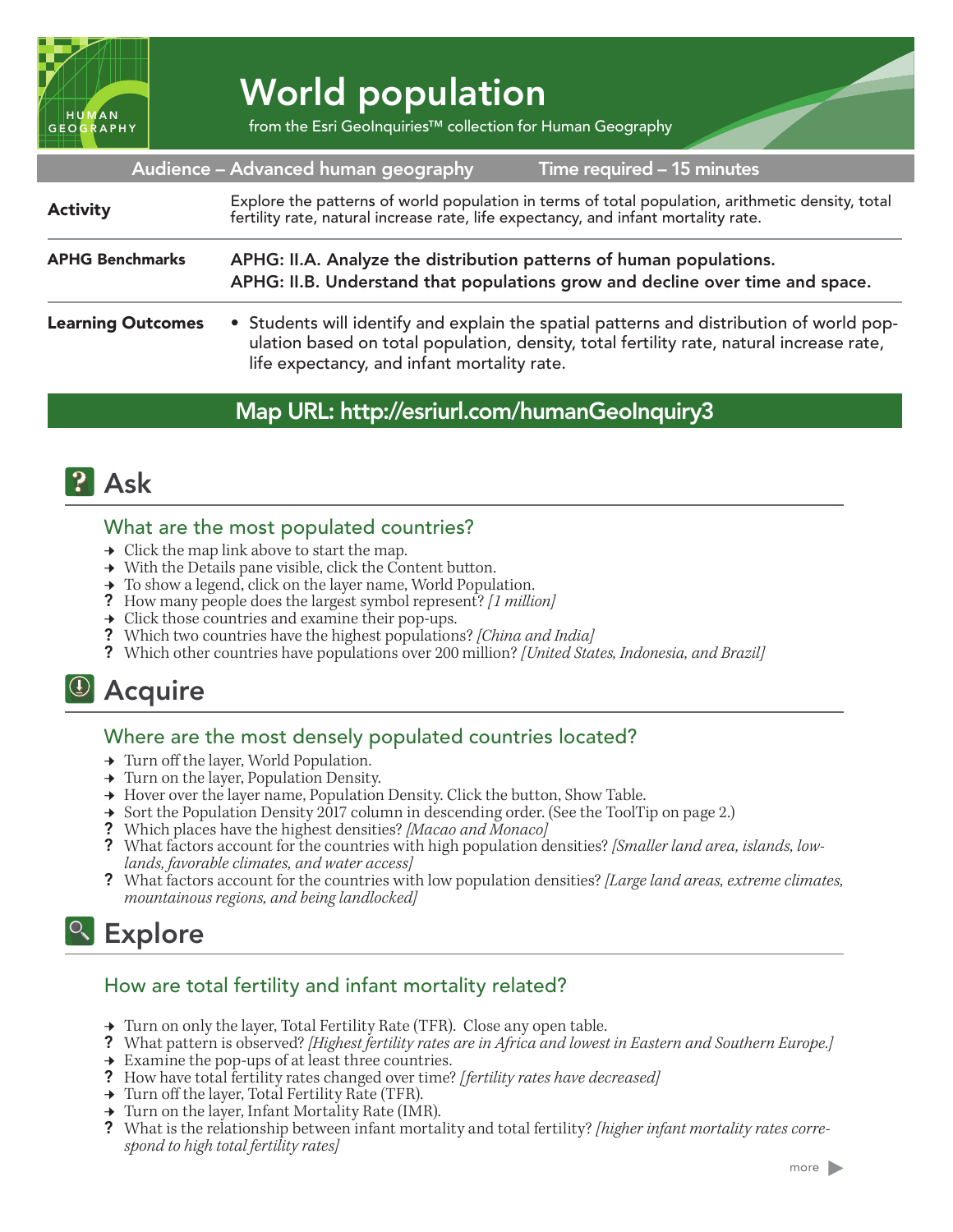# World population

from the Esri GeoInquiries™ collection for Human Geography

Audience – Advanced human geography | Time required – 15 minutes

| | |
|---|---|
| **Activity** | Explore the patterns of world population in terms of total population, arithmetic density, total fertility rate, natural increase rate, life expectancy, and infant mortality rate. |
| **APHG Benchmarks** | **APHG: II.A. Analyze the distribution patterns of human populations.** **APHG: II.B. Understand that populations grow and decline over time and space.** |
| **Learning Outcomes** | • Students will identify and explain the spatial patterns and distribution of world population based on total population, density, total fertility rate, natural increase rate, life expectancy, and infant mortality rate. |

**Map URL: http://esriurl.com/humanGeoInquiry3**

## Ask

### What are the most populated countries?

- → Click the map link above to start the map.
- → With the Details pane visible, click the Content button.
- → To show a legend, click on the layer name, World Population.
- ? How many people does the largest symbol represent? *[1 million]*
- → Click those countries and examine their pop-ups.
- ? Which two countries have the highest populations? *[China and India]*
- ? Which other countries have populations over 200 million? *[United States, Indonesia, and Brazil]*

## Acquire

### Where are the most densely populated countries located?

- → Turn off the layer, World Population.
- → Turn on the layer, Population Density.
- → Hover over the layer name, Population Density. Click the button, Show Table.
- → Sort the Population Density 2017 column in descending order. (See the ToolTip on page 2.)
- ? Which places have the highest densities? *[Macao and Monaco]*
- ? What factors account for the countries with high population densities? *[Smaller land area, islands, lowlands, favorable climates, and water access]*
- ? What factors account for the countries with low population densities? *[Large land areas, extreme climates, mountainous regions, and being landlocked]*

## Explore

### How are total fertility and infant mortality related?

- → Turn on only the layer, Total Fertility Rate (TFR). Close any open table.
- ? What pattern is observed? *[Highest fertility rates are in Africa and lowest in Eastern and Southern Europe.]*
- → Examine the pop-ups of at least three countries.
- ? How have total fertility rates changed over time? *[fertility rates have decreased]*
- → Turn off the layer, Total Fertility Rate (TFR).
- → Turn on the layer, Infant Mortality Rate (IMR).
- ? What is the relationship between infant mortality and total fertility? *[higher infant mortality rates correspond to high total fertility rates]*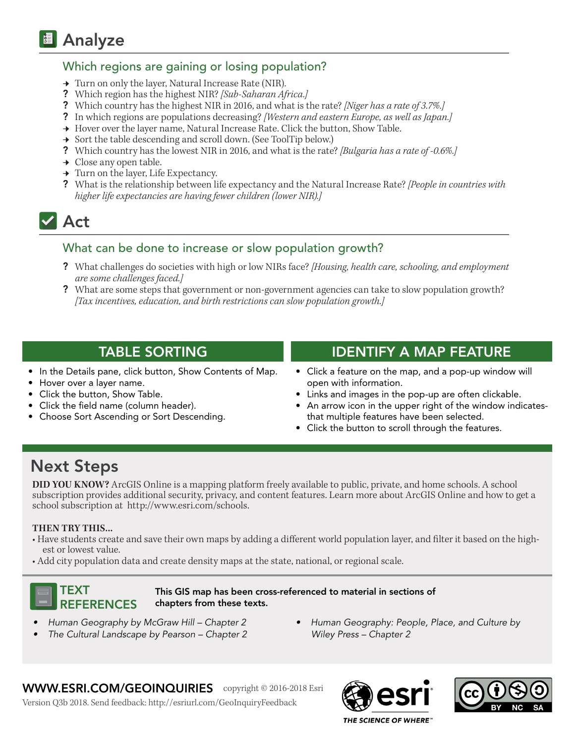# Analyze

## Which regions are gaining or losing population?

- → Turn on only the layer, Natural Increase Rate (NIR).
- ? Which region has the highest NIR? *[Sub-Saharan Africa.]*
- ? Which country has the highest NIR in 2016, and what is the rate? *[Niger has a rate of 3.7%.]*
- ? In which regions are populations decreasing? *[Western and eastern Europe, as well as Japan.]*
- → Hover over the layer name, Natural Increase Rate. Click the button, Show Table.
- → Sort the table descending and scroll down. (See ToolTip below.)
- ? Which country has the lowest NIR in 2016, and what is the rate? *[Bulgaria has a rate of -0.6%.]*
- → Close any open table.
- → Turn on the layer, Life Expectancy.
- ? What is the relationship between life expectancy and the Natural Increase Rate? *[People in countries with higher life expectancies are having fewer children (lower NIR).]*

# Act

## What can be done to increase or slow population growth?

- ? What challenges do societies with high or low NIRs face? *[Housing, health care, schooling, and employment are some challenges faced.]*
- ? What are some steps that government or non-government agencies can take to slow population growth? *[Tax incentives, education, and birth restrictions can slow population growth.]*

### TABLE SORTING

- In the Details pane, click button, Show Contents of Map.
- Hover over a layer name.
- Click the button, Show Table.
- Click the field name (column header).
- Choose Sort Ascending or Sort Descending.

### IDENTIFY A MAP FEATURE

- Click a feature on the map, and a pop-up window will open with information.
- Links and images in the pop-up are often clickable.
- An arrow icon in the upper right of the window indicates-that multiple features have been selected.
- Click the button to scroll through the features.

# Next Steps

**DID YOU KNOW?** ArcGIS Online is a mapping platform freely available to public, private, and home schools. A school subscription provides additional security, privacy, and content features. Learn more about ArcGIS Online and how to get a school subscription at http://www.esri.com/schools.

**THEN TRY THIS...**

- Have students create and save their own maps by adding a different world population layer, and filter it based on the highest or lowest value.
- Add city population data and create density maps at the state, national, or regional scale.

### TEXT REFERENCES

**This GIS map has been cross-referenced to material in sections of chapters from these texts.**

- *Human Geography by McGraw Hill – Chapter 2*
- *The Cultural Landscape by Pearson – Chapter 2*
- *Human Geography: People, Place, and Culture by Wiley Press – Chapter 2*

**WWW.ESRI.COM/GEOINQUIRIES** copyright © 2016-2018 Esri

Version Q3b 2018. Send feedback: http://esriurl.com/GeoInquiryFeedback